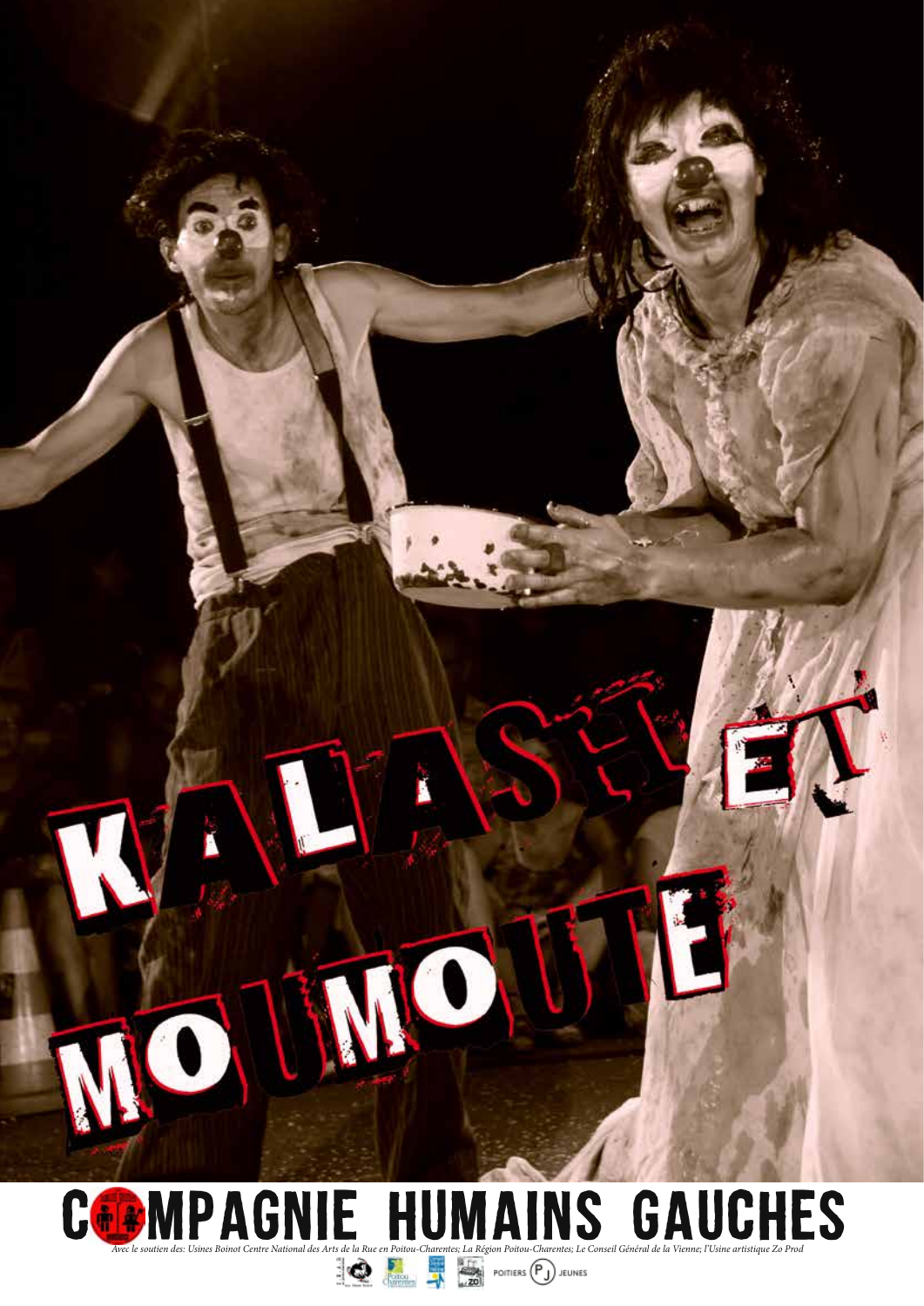# KALASH ET MOUMOUTE

## COMPAGNIE HUMAINS GAUCHES

*Avec le soutien des: Usines Boinot Centre National des Arts de la Rue en Poitou-Charentes; La Région Poitou-Charentes; Le Conseil Général de la Vienne; l'Usine artistique Zo Prod*

POITIERS (PJ) JEUNES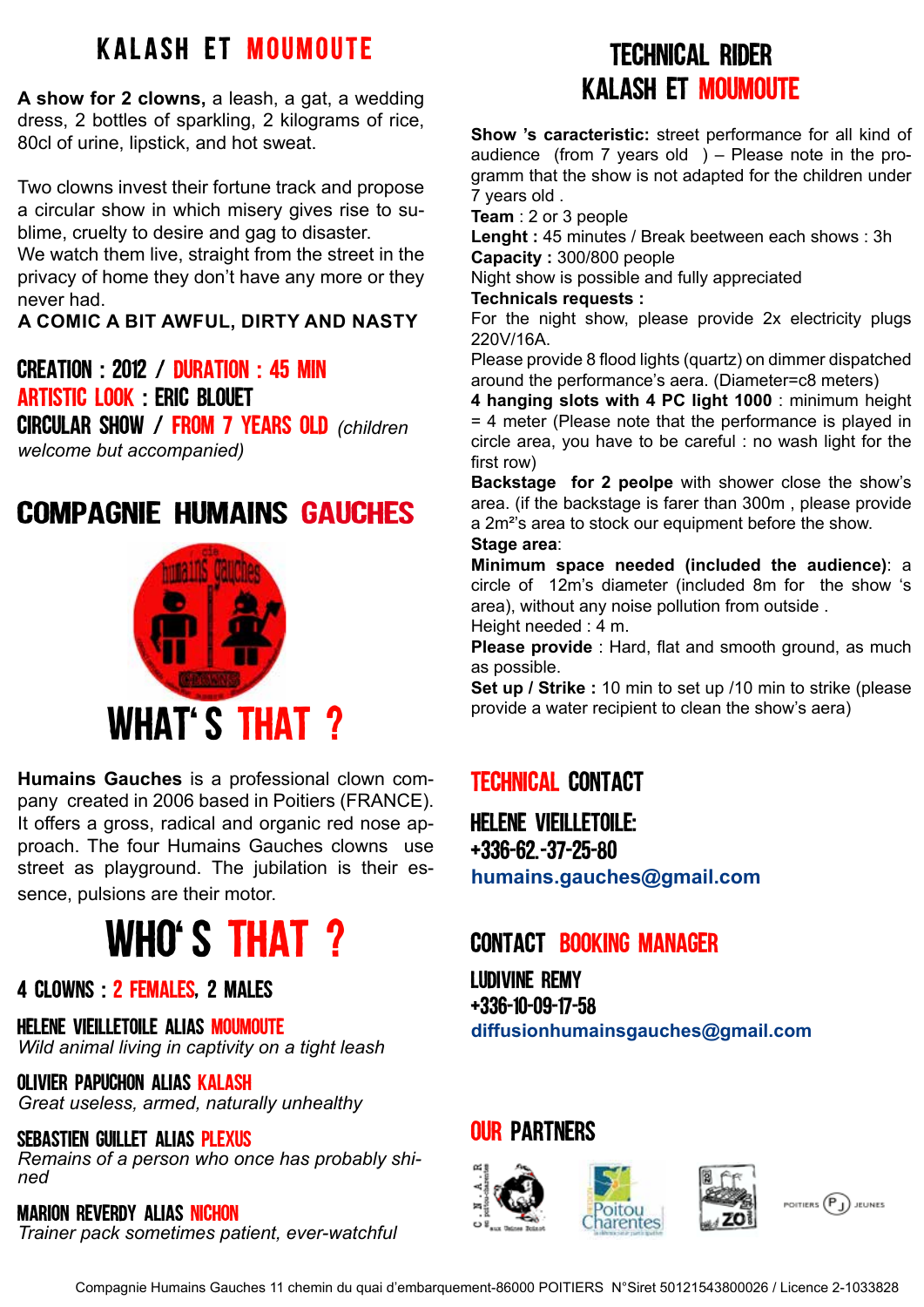# KALASH ET MOUMOUTE

**A show for 2 clowns,** a leash, a gat, a wedding dress, 2 bottles of sparkling, 2 kilograms of rice, 80cl of urine, lipstick, and hot sweat.

Two clowns invest their fortune track and propose a circular show in which misery gives rise to sublime, cruelty to desire and gag to disaster.
We watch them live, straight from the street in the privacy of home they don't have any more or they never had.
**A COMIC A BIT AWFUL, DIRTY AND NASTY**

**CREATION : 2012 / DURATION : 45 MIN**
**ARTISTIC LOOK : ERIC BLOUET**
**CIRCULAR SHOW / FROM 7 YEARS OLD** *(children welcome but accompanied)*

## COMPAGNIE HUMAINS GAUCHES

## WHAT'S THAT ?

**Humains Gauches** is a professional clown company created in 2006 based in Poitiers (FRANCE). It offers a gross, radical and organic red nose approach. The four Humains Gauches clowns use street as playground. The jubilation is their essence, pulsions are their motor.

## WHO'S THAT ?

**4 CLOWNS : 2 FEMALES, 2 MALES**

**HELENE VIEILLETOILE ALIAS MOUMOUTE**
*Wild animal living in captivity on a tight leash*

**OLIVIER PAPUCHON ALIAS KALASH**
*Great useless, armed, naturally unhealthy*

**SEBASTIEN GUILLET ALIAS PLEXUS**
*Remains of a person who once has probably shined*

**MARION REVERDY ALIAS NICHON**
*Trainer pack sometimes patient, ever-watchful*

# TECHNICAL RIDER KALASH ET MOUMOUTE

**Show 's caracteristic:** street performance for all kind of audience (from 7 years old ) – Please note in the programm that the show is not adapted for the children under 7 years old .
**Team** : 2 or 3 people
**Lenght :** 45 minutes / Break beetween each shows : 3h
**Capacity :** 300/800 people
Night show is possible and fully appreciated
**Technicals requests :**
For the night show, please provide 2x electricity plugs 220V/16A.
Please provide 8 flood lights (quartz) on dimmer dispatched around the performance's aera. (Diameter=c8 meters)
**4 hanging slots with 4 PC light 1000** : minimum height = 4 meter (Please note that the performance is played in circle area, you have to be careful : no wash light for the first row)
**Backstage for 2 peolpe** with shower close the show's area. (if the backstage is farer than 300m , please provide a 2m²'s area to stock our equipment before the show.
**Stage area**:
**Minimum space needed (included the audience)**: a circle of 12m's diameter (included 8m for the show 's area), without any noise pollution from outside .
Height needed : 4 m.
**Please provide** : Hard, flat and smooth ground, as much as possible.
**Set up / Strike :** 10 min to set up /10 min to strike (please provide a water recipient to clean the show's aera)

## TECHNICAL CONTACT

**HELENE VIEILLETOILE:**
**+336-62.-37-25-80**
**humains.gauches@gmail.com**

## CONTACT BOOKING MANAGER

**LUDIVINE REMY**
**+336-10-09-17-58**
**diffusionhumainsgauches@gmail.com**

## OUR PARTNERS

Compagnie Humains Gauches 11 chemin du quai d'embarquement-86000 POITIERS N°Siret 50121543800026 / Licence 2-1033828